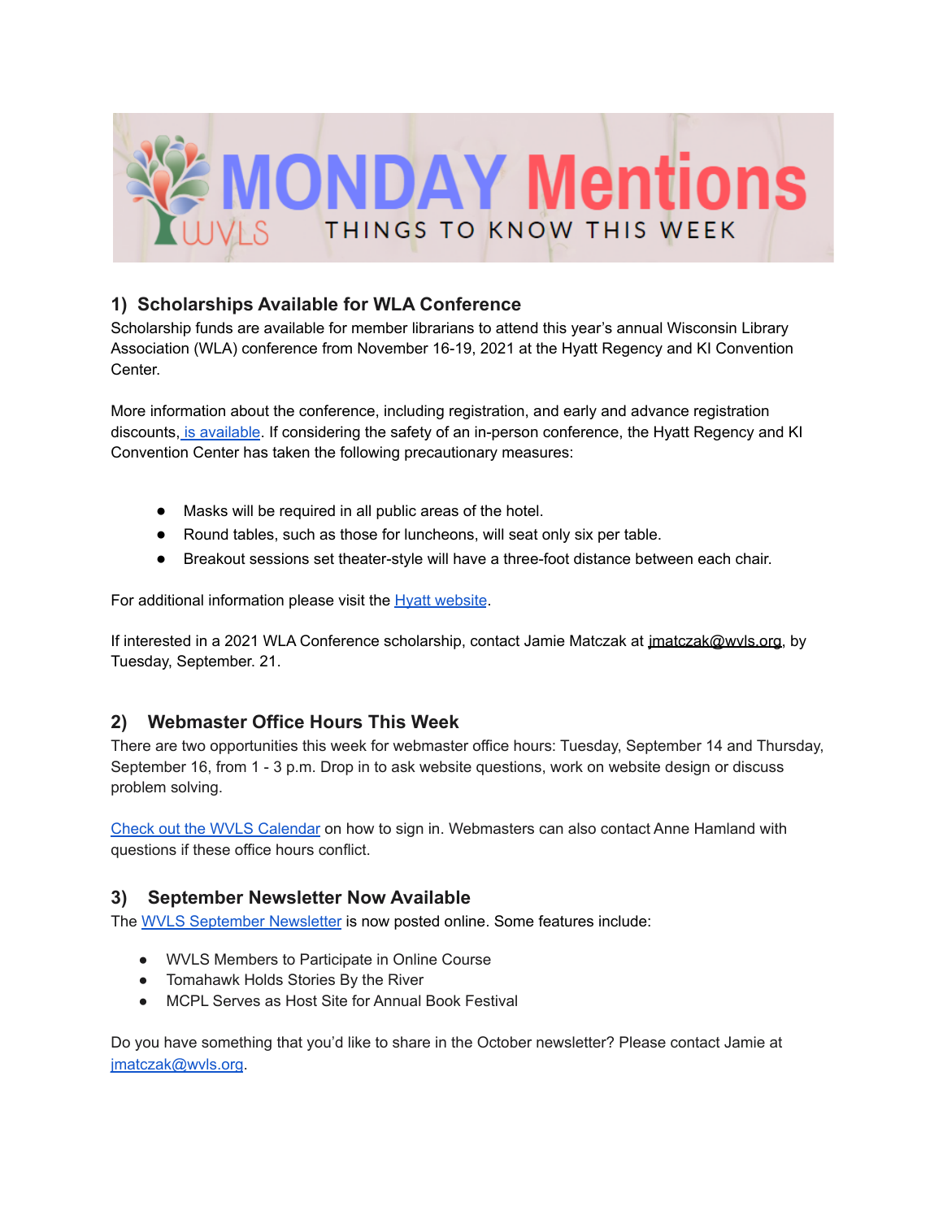# MONDAY Mentions

WVLS — THINGS TO KNOW THIS WEEK

## 1) Scholarships Available for WLA Conference

Scholarship funds are available for member librarians to attend this year's annual Wisconsin Library Association (WLA) conference from November 16-19, 2021 at the Hyatt Regency and KI Convention Center.

More information about the conference, including registration, and early and advance registration discounts, is available. If considering the safety of an in-person conference, the Hyatt Regency and KI Convention Center has taken the following precautionary measures:

- Masks will be required in all public areas of the hotel.
- Round tables, such as those for luncheons, will seat only six per table.
- Breakout sessions set theater-style will have a three-foot distance between each chair.

For additional information please visit the Hyatt website.

If interested in a 2021 WLA Conference scholarship, contact Jamie Matczak at jmatczak@wvls.org, by Tuesday, September. 21.

## 2) Webmaster Office Hours This Week

There are two opportunities this week for webmaster office hours: Tuesday, September 14 and Thursday, September 16, from 1 - 3 p.m. Drop in to ask website questions, work on website design or discuss problem solving.

Check out the WVLS Calendar on how to sign in. Webmasters can also contact Anne Hamland with questions if these office hours conflict.

## 3) September Newsletter Now Available

The WVLS September Newsletter is now posted online. Some features include:

- WVLS Members to Participate in Online Course
- Tomahawk Holds Stories By the River
- MCPL Serves as Host Site for Annual Book Festival

Do you have something that you'd like to share in the October newsletter? Please contact Jamie at jmatczak@wvls.org.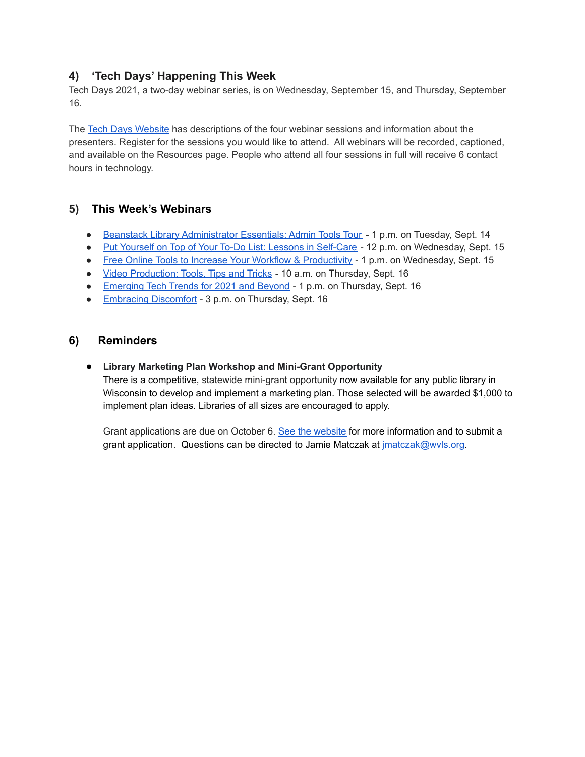## 4) 'Tech Days' Happening This Week

Tech Days 2021, a two-day webinar series, is on Wednesday, September 15, and Thursday, September 16.

The Tech Days Website has descriptions of the four webinar sessions and information about the presenters. Register for the sessions you would like to attend. All webinars will be recorded, captioned, and available on the Resources page. People who attend all four sessions in full will receive 6 contact hours in technology.

## 5) This Week's Webinars

- Beanstack Library Administrator Essentials: Admin Tools Tour - 1 p.m. on Tuesday, Sept. 14
- Put Yourself on Top of Your To-Do List: Lessons in Self-Care - 12 p.m. on Wednesday, Sept. 15
- Free Online Tools to Increase Your Workflow & Productivity - 1 p.m. on Wednesday, Sept. 15
- Video Production: Tools, Tips and Tricks - 10 a.m. on Thursday, Sept. 16
- Emerging Tech Trends for 2021 and Beyond - 1 p.m. on Thursday, Sept. 16
- Embracing Discomfort - 3 p.m. on Thursday, Sept. 16

## 6) Reminders

- **Library Marketing Plan Workshop and Mini-Grant Opportunity**

  There is a competitive, statewide mini-grant opportunity now available for any public library in Wisconsin to develop and implement a marketing plan. Those selected will be awarded $1,000 to implement plan ideas. Libraries of all sizes are encouraged to apply.

  Grant applications are due on October 6. See the website for more information and to submit a grant application. Questions can be directed to Jamie Matczak at jmatczak@wvls.org.